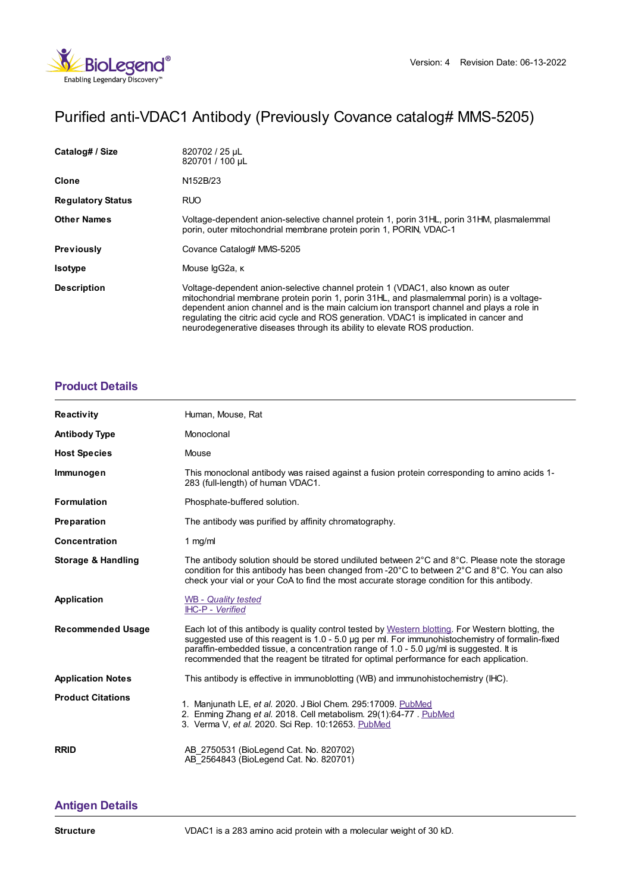Version: 4 Revision Date: 06-13-2022

# Purified anti-VDAC1 Antibody (Previously Covance catalog# MMS-5205)

| | |
|---|---|
| **Catalog# / Size** | 820702 / 25 µL<br>820701 / 100 µL |
| **Clone** | N152B/23 |
| **Regulatory Status** | RUO |
| **Other Names** | Voltage-dependent anion-selective channel protein 1, porin 31HL, porin 31HM, plasmalemmal porin, outer mitochondrial membrane protein porin 1, PORIN, VDAC-1 |
| **Previously** | Covance Catalog# MMS-5205 |
| **Isotype** | Mouse IgG2a, κ |
| **Description** | Voltage-dependent anion-selective channel protein 1 (VDAC1, also known as outer mitochondrial membrane protein porin 1, porin 31HL, and plasmalemmal porin) is a voltage-dependent anion channel and is the main calcium ion transport channel and plays a role in regulating the citric acid cycle and ROS generation. VDAC1 is implicated in cancer and neurodegenerative diseases through its ability to elevate ROS production. |

## Product Details

| | |
|---|---|
| **Reactivity** | Human, Mouse, Rat |
| **Antibody Type** | Monoclonal |
| **Host Species** | Mouse |
| **Immunogen** | This monoclonal antibody was raised against a fusion protein corresponding to amino acids 1-283 (full-length) of human VDAC1. |
| **Formulation** | Phosphate-buffered solution. |
| **Preparation** | The antibody was purified by affinity chromatography. |
| **Concentration** | 1 mg/ml |
| **Storage & Handling** | The antibody solution should be stored undiluted between 2°C and 8°C. Please note the storage condition for this antibody has been changed from -20°C to between 2°C and 8°C. You can also check your vial or your CoA to find the most accurate storage condition for this antibody. |
| **Application** | WB - *Quality tested*<br>IHC-P - *Verified* |
| **Recommended Usage** | Each lot of this antibody is quality control tested by Western blotting. For Western blotting, the suggested use of this reagent is 1.0 - 5.0 µg per ml. For immunohistochemistry of formalin-fixed paraffin-embedded tissue, a concentration range of 1.0 - 5.0 µg/ml is suggested. It is recommended that the reagent be titrated for optimal performance for each application. |
| **Application Notes** | This antibody is effective in immunoblotting (WB) and immunohistochemistry (IHC). |
| **Product Citations** | 1. Manjunath LE, *et al.* 2020. J Biol Chem. 295:17009. PubMed<br>2. Enming Zhang *et al.* 2018. Cell metabolism. 29(1):64-77 . PubMed<br>3. Verma V, *et al.* 2020. Sci Rep. 10:12653. PubMed |
| **RRID** | AB_2750531 (BioLegend Cat. No. 820702)<br>AB_2564843 (BioLegend Cat. No. 820701) |

## Antigen Details

| | |
|---|---|
| **Structure** | VDAC1 is a 283 amino acid protein with a molecular weight of 30 kD. |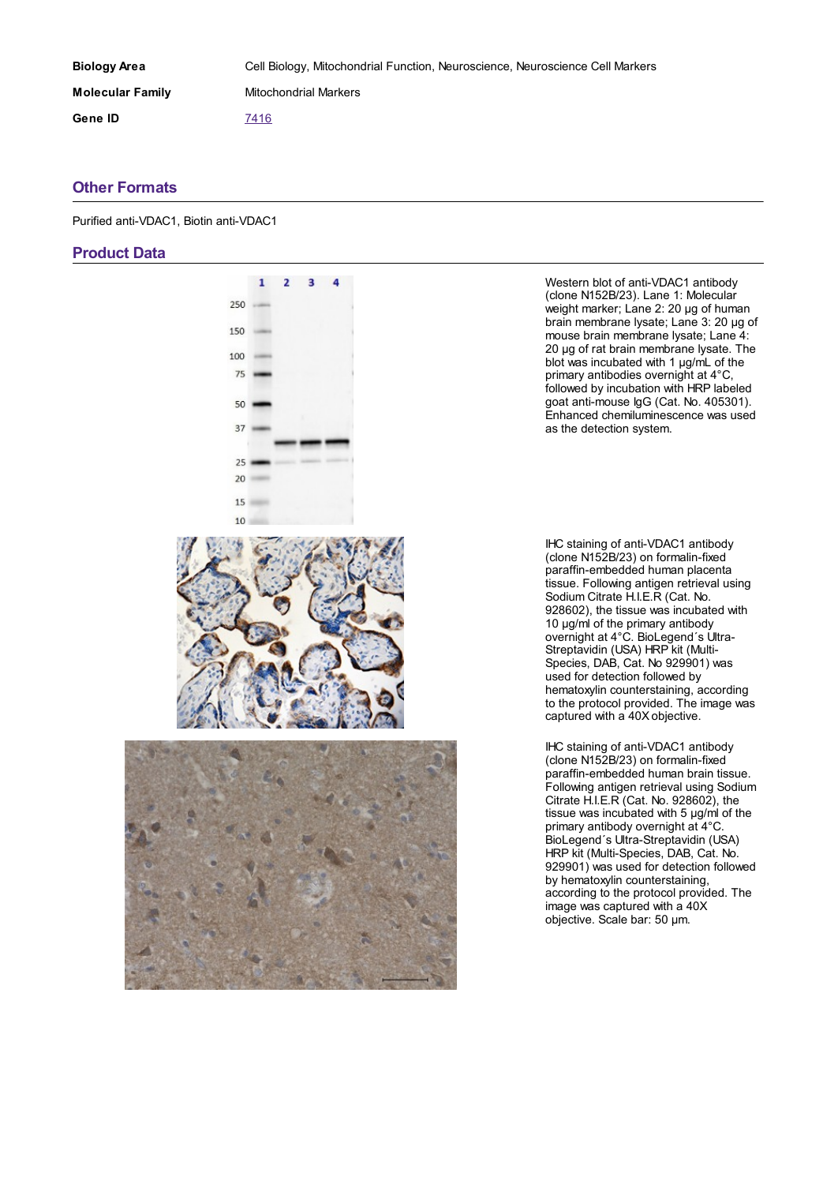| | |
|---|---|
| **Biology Area** | Cell Biology, Mitochondrial Function, Neuroscience, Neuroscience Cell Markers |
| **Molecular Family** | Mitochondrial Markers |
| **Gene ID** | 7416 |

## Other Formats

Purified anti-VDAC1, Biotin anti-VDAC1

## Product Data

Western blot of anti-VDAC1 antibody (clone N152B/23). Lane 1: Molecular weight marker; Lane 2: 20 µg of human brain membrane lysate; Lane 3: 20 µg of mouse brain membrane lysate; Lane 4: 20 µg of rat brain membrane lysate. The blot was incubated with 1 µg/mL of the primary antibodies overnight at 4°C, followed by incubation with HRP labeled goat anti-mouse IgG (Cat. No. 405301). Enhanced chemiluminescence was used as the detection system.

IHC staining of anti-VDAC1 antibody (clone N152B/23) on formalin-fixed paraffin-embedded human placenta tissue. Following antigen retrieval using Sodium Citrate H.I.E.R (Cat. No. 928602), the tissue was incubated with 10 µg/ml of the primary antibody overnight at 4°C. BioLegend´s Ultra-Streptavidin (USA) HRP kit (Multi-Species, DAB, Cat. No 929901) was used for detection followed by hematoxylin counterstaining, according to the protocol provided. The image was captured with a 40X objective.

IHC staining of anti-VDAC1 antibody (clone N152B/23) on formalin-fixed paraffin-embedded human brain tissue. Following antigen retrieval using Sodium Citrate H.I.E.R (Cat. No. 928602), the tissue was incubated with 5 µg/ml of the primary antibody overnight at 4°C. BioLegend´s Ultra-Streptavidin (USA) HRP kit (Multi-Species, DAB, Cat. No. 929901) was used for detection followed by hematoxylin counterstaining, according to the protocol provided. The image was captured with a 40X objective. Scale bar: 50 µm.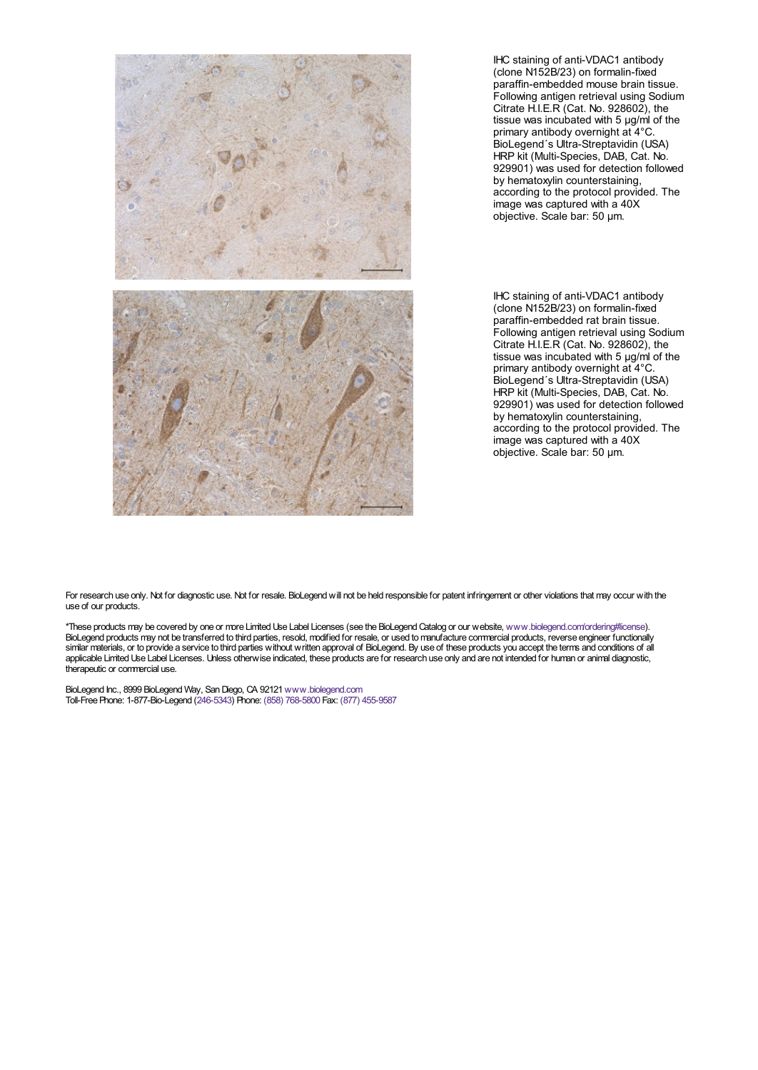IHC staining of anti-VDAC1 antibody (clone N152B/23) on formalin-fixed paraffin-embedded mouse brain tissue. Following antigen retrieval using Sodium Citrate H.I.E.R (Cat. No. 928602), the tissue was incubated with 5 µg/ml of the primary antibody overnight at 4°C. BioLegend´s Ultra-Streptavidin (USA) HRP kit (Multi-Species, DAB, Cat. No. 929901) was used for detection followed by hematoxylin counterstaining, according to the protocol provided. The image was captured with a 40X objective. Scale bar: 50 µm.

IHC staining of anti-VDAC1 antibody (clone N152B/23) on formalin-fixed paraffin-embedded rat brain tissue. Following antigen retrieval using Sodium Citrate H.I.E.R (Cat. No. 928602), the tissue was incubated with 5 µg/ml of the primary antibody overnight at 4°C. BioLegend´s Ultra-Streptavidin (USA) HRP kit (Multi-Species, DAB, Cat. No. 929901) was used for detection followed by hematoxylin counterstaining, according to the protocol provided. The image was captured with a 40X objective. Scale bar: 50 µm.

For research use only. Not for diagnostic use. Not for resale. BioLegend will not be held responsible for patent infringement or other violations that may occur with the use of our products.

*These products may be covered by one or more Limited Use Label Licenses (see the BioLegend Catalog or our website, www.biolegend.com/ordering#license). BioLegend products may not be transferred to third parties, resold, modified for resale, or used to manufacture commercial products, reverse engineer functionally similar materials, or to provide a service to third parties without written approval of BioLegend. By use of these products you accept the terms and conditions of all applicable Limited Use Label Licenses. Unless otherwise indicated, these products are for research use only and are not intended for human or animal diagnostic, therapeutic or commercial use.

BioLegend Inc., 8999 BioLegend Way, San Diego, CA 92121 www.biolegend.com
Toll-Free Phone: 1-877-Bio-Legend (246-5343) Phone: (858) 768-5800 Fax: (877) 455-9587